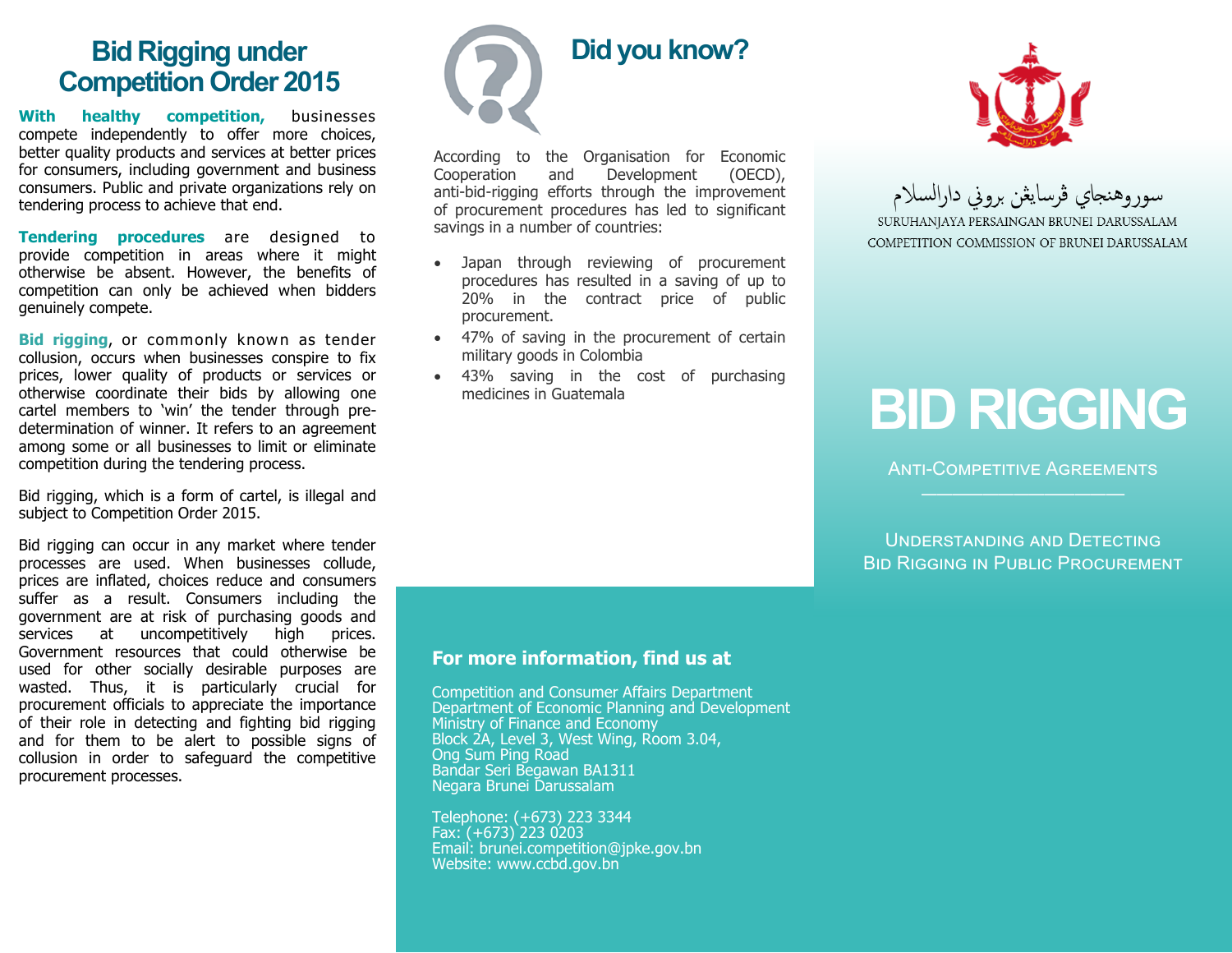# Bid Rigging under Competition Order 2015

**With healthy competition,** businesses compete independently to offer more choices, better quality products and services at better prices for consumers, including government and business consumers. Public and private organizations rely on tendering process to achieve that end.

**Tendering procedures** are designed to provide competition in areas where it might otherwise be absent. However, the benefits of competition can only be achieved when bidders genuinely compete.

**Bid rigging**, or commonly known as tender collusion, occurs when businesses conspire to fix prices, lower quality of products or services or otherwise coordinate their bids by allowing one cartel members to 'win' the tender through pre-determination of winner. It refers to an agreement among some or all businesses to limit or eliminate competition during the tendering process.

Bid rigging, which is a form of cartel, is illegal and subject to Competition Order 2015.

Bid rigging can occur in any market where tender processes are used. When businesses collude, prices are inflated, choices reduce and consumers suffer as a result. Consumers including the government are at risk of purchasing goods and services at uncompetitively high prices. Government resources that could otherwise be used for other socially desirable purposes are wasted. Thus, it is particularly crucial for procurement officials to appreciate the importance of their role in detecting and fighting bid rigging and for them to be alert to possible signs of collusion in order to safeguard the competitive procurement processes.

## Did you know?

According to the Organisation for Economic Cooperation and Development (OECD), anti-bid-rigging efforts through the improvement of procurement procedures has led to significant savings in a number of countries:

- Japan through reviewing of procurement procedures has resulted in a saving of up to 20% in the contract price of public procurement.
- 47% of saving in the procurement of certain military goods in Colombia
- 43% saving in the cost of purchasing medicines in Guatemala

### For more information, find us at

Competition and Consumer Affairs Department
Department of Economic Planning and Development
Ministry of Finance and Economy
Block 2A, Level 3, West Wing, Room 3.04,
Ong Sum Ping Road
Bandar Seri Begawan BA1311
Negara Brunei Darussalam

Telephone: (+673) 223 3344
Fax: (+673) 223 0203
Email: brunei.competition@jpke.gov.bn
Website: www.ccbd.gov.bn

سوروهنجاي ڤرسايڠن بروني دارالسلام
SURUHANJAYA PERSAINGAN BRUNEI DARUSSALAM
COMPETITION COMMISSION OF BRUNEI DARUSSALAM

# BID RIGGING

Anti-Competitive Agreements

Understanding and Detecting Bid Rigging in Public Procurement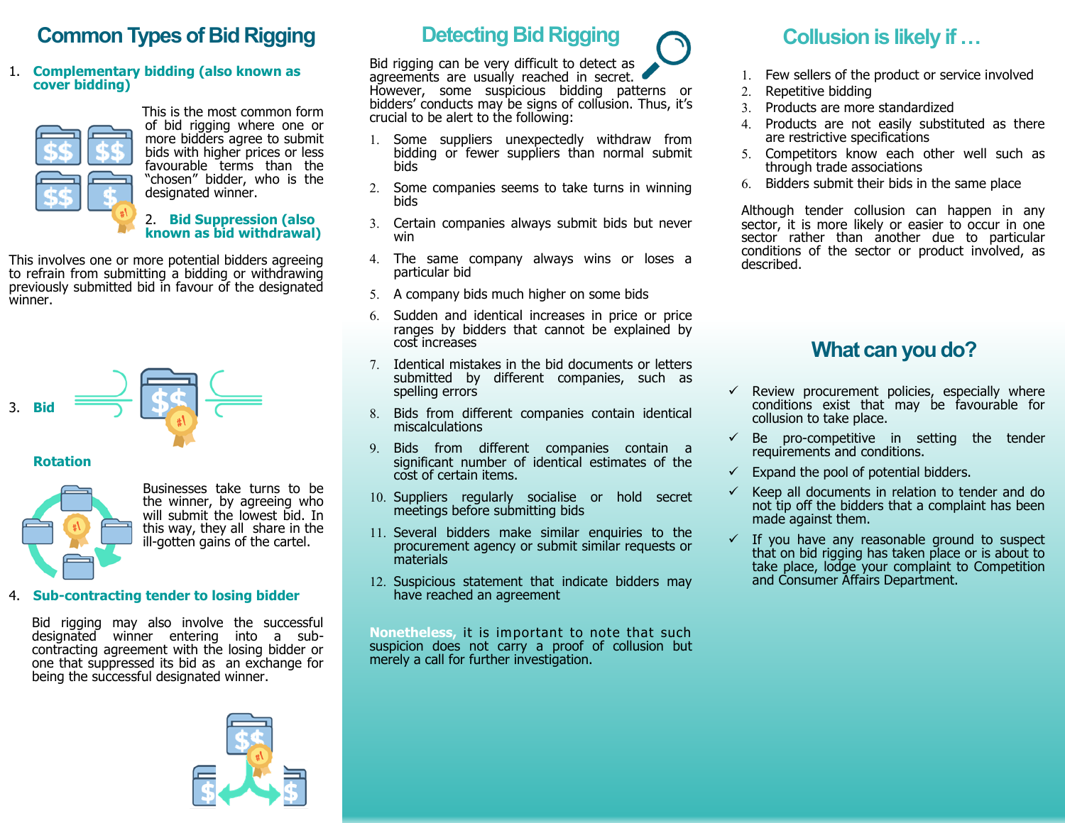## Common Types of Bid Rigging

1. **Complementary bidding (also known as cover bidding)**

This is the most common form of bid rigging where one or more bidders agree to submit bids with higher prices or less favourable terms than the "chosen" bidder, who is the designated winner.

2. **Bid Suppression (also known as bid withdrawal)**

This involves one or more potential bidders agreeing to refrain from submitting a bidding or withdrawing previously submitted bid in favour of the designated winner.

3. **Bid Rotation**

Businesses take turns to be the winner, by agreeing who will submit the lowest bid. In this way, they all share in the ill-gotten gains of the cartel.

4. **Sub-contracting tender to losing bidder**

Bid rigging may also involve the successful designated winner entering into a sub-contracting agreement with the losing bidder or one that suppressed its bid as an exchange for being the successful designated winner.

## Detecting Bid Rigging

Bid rigging can be very difficult to detect as agreements are usually reached in secret. However, some suspicious bidding patterns or bidders' conducts may be signs of collusion. Thus, it's crucial to be alert to the following:

1. Some suppliers unexpectedly withdraw from bidding or fewer suppliers than normal submit bids
2. Some companies seems to take turns in winning bids
3. Certain companies always submit bids but never win
4. The same company always wins or loses a particular bid
5. A company bids much higher on some bids
6. Sudden and identical increases in price or price ranges by bidders that cannot be explained by cost increases
7. Identical mistakes in the bid documents or letters submitted by different companies, such as spelling errors
8. Bids from different companies contain identical miscalculations
9. Bids from different companies contain a significant number of identical estimates of the cost of certain items.
10. Suppliers regularly socialise or hold secret meetings before submitting bids
11. Several bidders make similar enquiries to the procurement agency or submit similar requests or materials
12. Suspicious statement that indicate bidders may have reached an agreement

**Nonetheless,** it is important to note that such suspicion does not carry a proof of collusion but merely a call for further investigation.

## Collusion is likely if …

1. Few sellers of the product or service involved
2. Repetitive bidding
3. Products are more standardized
4. Products are not easily substituted as there are restrictive specifications
5. Competitors know each other well such as through trade associations
6. Bidders submit their bids in the same place

Although tender collusion can happen in any sector, it is more likely or easier to occur in one sector rather than another due to particular conditions of the sector or product involved, as described.

## What can you do?

- ✓ Review procurement policies, especially where conditions exist that may be favourable for collusion to take place.
- ✓ Be pro-competitive in setting the tender requirements and conditions.
- ✓ Expand the pool of potential bidders.
- ✓ Keep all documents in relation to tender and do not tip off the bidders that a complaint has been made against them.
- ✓ If you have any reasonable ground to suspect that on bid rigging has taken place or is about to take place, lodge your complaint to Competition and Consumer Affairs Department.